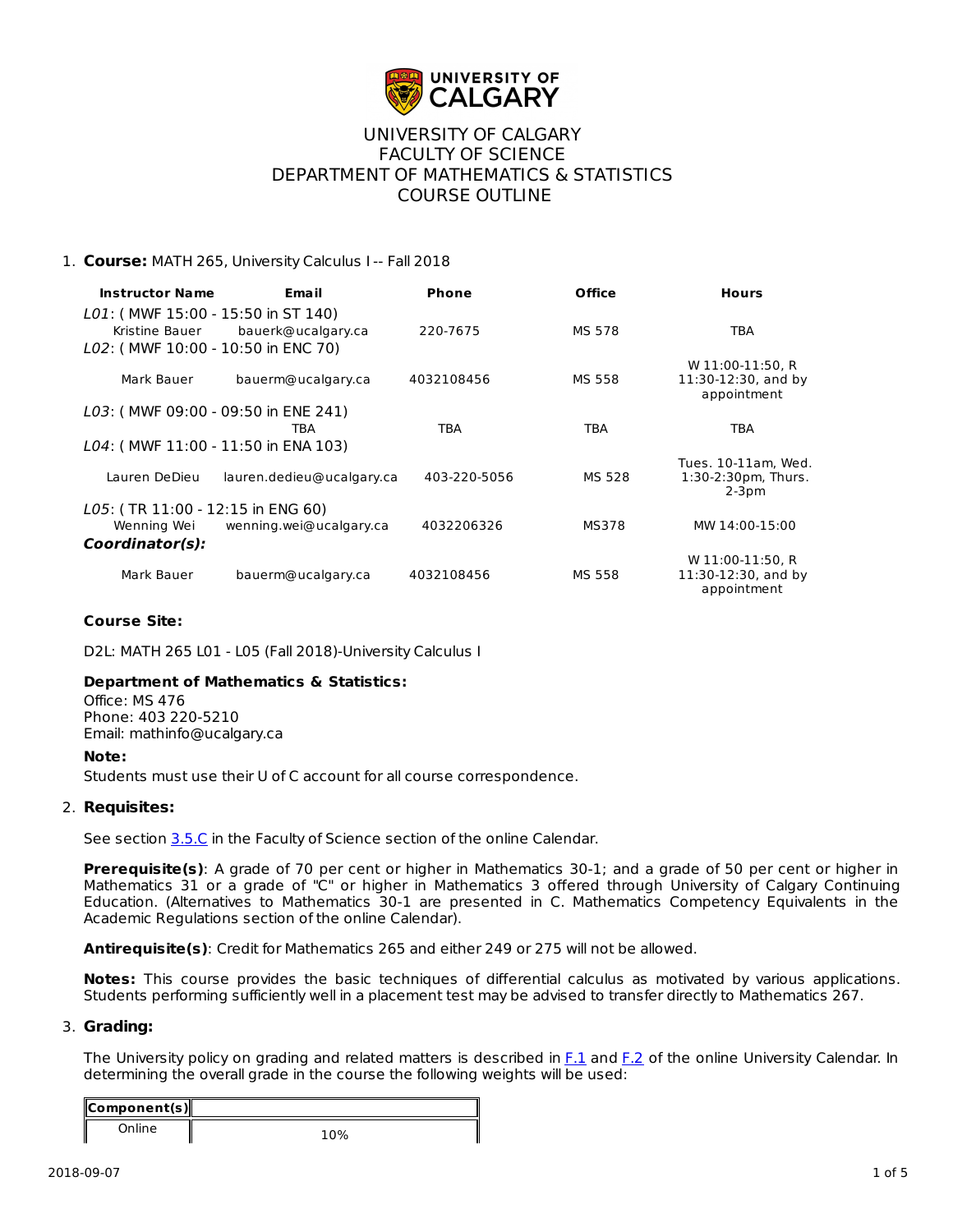# UNIVERSITY OF CALGARY
# FACULTY OF SCIENCE
# DEPARTMENT OF MATHEMATICS & STATISTICS
# COURSE OUTLINE

1. **Course:** MATH 265, University Calculus I -- Fall 2018

| Instructor Name | Email | Phone | Office | Hours |
|---|---|---|---|---|
| *L01*: ( MWF 15:00 - 15:50 in ST 140) | | | | |
| Kristine Bauer | bauerk@ucalgary.ca | 220-7675 | MS 578 | TBA |
| *L02*: ( MWF 10:00 - 10:50 in ENC 70) | | | | |
| Mark Bauer | bauerm@ucalgary.ca | 4032108456 | MS 558 | W 11:00-11:50, R 11:30-12:30, and by appointment |
| *L03*: ( MWF 09:00 - 09:50 in ENE 241) | | | | |
| | TBA | TBA | TBA | TBA |
| *L04*: ( MWF 11:00 - 11:50 in ENA 103) | | | | |
| Lauren DeDieu | lauren.dedieu@ucalgary.ca | 403-220-5056 | MS 528 | Tues. 10-11am, Wed. 1:30-2:30pm, Thurs. 2-3pm |
| *L05*: ( TR 11:00 - 12:15 in ENG 60) | | | | |
| Wenning Wei | wenning.wei@ucalgary.ca | 4032206326 | MS378 | MW 14:00-15:00 |
| ***Coordinator(s):*** | | | | |
| Mark Bauer | bauerm@ucalgary.ca | 4032108456 | MS 558 | W 11:00-11:50, R 11:30-12:30, and by appointment |

**Course Site:**

D2L: MATH 265 L01 - L05 (Fall 2018)-University Calculus I

**Department of Mathematics & Statistics:**
Office: MS 476
Phone: 403 220-5210
Email: mathinfo@ucalgary.ca

**Note:**
Students must use their U of C account for all course correspondence.

2. **Requisites:**

See section 3.5.C in the Faculty of Science section of the online Calendar.

**Prerequisite(s)**: A grade of 70 per cent or higher in Mathematics 30-1; and a grade of 50 per cent or higher in Mathematics 31 or a grade of "C" or higher in Mathematics 3 offered through University of Calgary Continuing Education. (Alternatives to Mathematics 30-1 are presented in C. Mathematics Competency Equivalents in the Academic Regulations section of the online Calendar).

**Antirequisite(s)**: Credit for Mathematics 265 and either 249 or 275 will not be allowed.

**Notes:** This course provides the basic techniques of differential calculus as motivated by various applications. Students performing sufficiently well in a placement test may be advised to transfer directly to Mathematics 267.

3. **Grading:**

The University policy on grading and related matters is described in F.1 and F.2 of the online University Calendar. In determining the overall grade in the course the following weights will be used:

| Component(s) | |
|---|---|
| Online | 10% |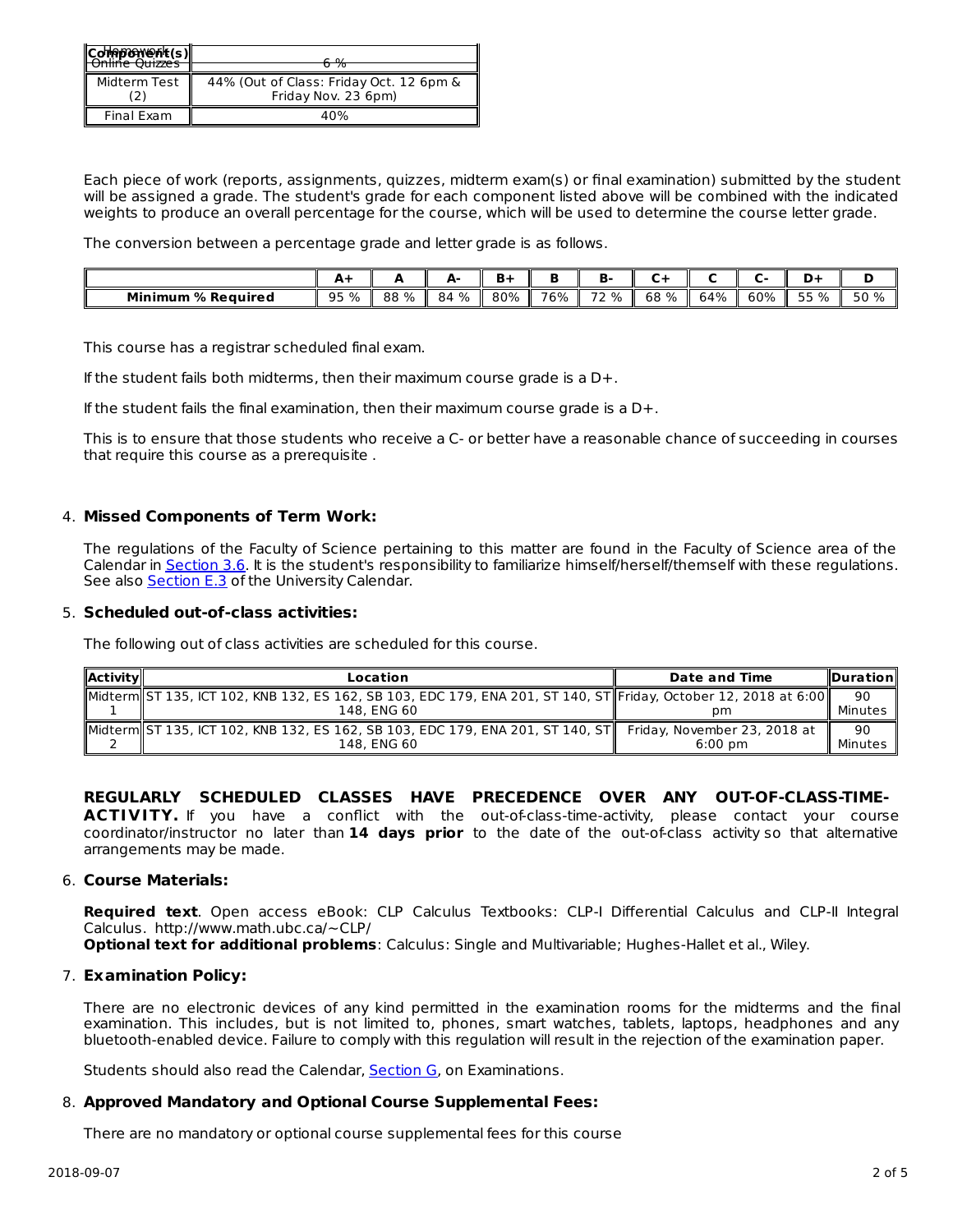| Component(s) | |
|---|---|
| Homework Online Quizzes | 6 % |
| Midterm Test (2) | 44% (Out of Class: Friday Oct. 12 6pm & Friday Nov. 23 6pm) |
| Final Exam | 40% |

Each piece of work (reports, assignments, quizzes, midterm exam(s) or final examination) submitted by the student will be assigned a grade. The student's grade for each component listed above will be combined with the indicated weights to produce an overall percentage for the course, which will be used to determine the course letter grade.

The conversion between a percentage grade and letter grade is as follows.

| | A+ | A | A- | B+ | B | B- | C+ | C | C- | D+ | D |
|---|---|---|---|---|---|---|---|---|---|---|---|
| **Minimum % Required** | 95 % | 88 % | 84 % | 80% | 76% | 72 % | 68 % | 64% | 60% | 55 % | 50 % |

This course has a registrar scheduled final exam.

If the student fails both midterms, then their maximum course grade is a D+.

If the student fails the final examination, then their maximum course grade is a D+.

This is to ensure that those students who receive a C- or better have a reasonable chance of succeeding in courses that require this course as a prerequisite .

4. **Missed Components of Term Work:**

   The regulations of the Faculty of Science pertaining to this matter are found in the Faculty of Science area of the Calendar in Section 3.6. It is the student's responsibility to familiarize himself/herself/themself with these regulations. See also Section E.3 of the University Calendar.

5. **Scheduled out-of-class activities:**

   The following out of class activities are scheduled for this course.

| Activity | Location | Date and Time | Duration |
|---|---|---|---|
| Midterm 1 | ST 135, ICT 102, KNB 132, ES 162, SB 103, EDC 179, ENA 201, ST 140, ST 148, ENG 60 | Friday, October 12, 2018 at 6:00 pm | 90 Minutes |
| Midterm 2 | ST 135, ICT 102, KNB 132, ES 162, SB 103, EDC 179, ENA 201, ST 140, ST 148, ENG 60 | Friday, November 23, 2018 at 6:00 pm | 90 Minutes |

**REGULARLY SCHEDULED CLASSES HAVE PRECEDENCE OVER ANY OUT-OF-CLASS-TIME-ACTIVITY.** If you have a conflict with the out-of-class-time-activity, please contact your course coordinator/instructor no later than **14 days prior** to the date of the out-of-class activity so that alternative arrangements may be made.

6. **Course Materials:**

   **Required text**. Open access eBook: CLP Calculus Textbooks: CLP-I Differential Calculus and CLP-II Integral Calculus. http://www.math.ubc.ca/~CLP/
   **Optional text for additional problems**: Calculus: Single and Multivariable; Hughes-Hallet et al., Wiley.

7. **Examination Policy:**

   There are no electronic devices of any kind permitted in the examination rooms for the midterms and the final examination. This includes, but is not limited to, phones, smart watches, tablets, laptops, headphones and any bluetooth-enabled device. Failure to comply with this regulation will result in the rejection of the examination paper.

   Students should also read the Calendar, Section G, on Examinations.

8. **Approved Mandatory and Optional Course Supplemental Fees:**

   There are no mandatory or optional course supplemental fees for this course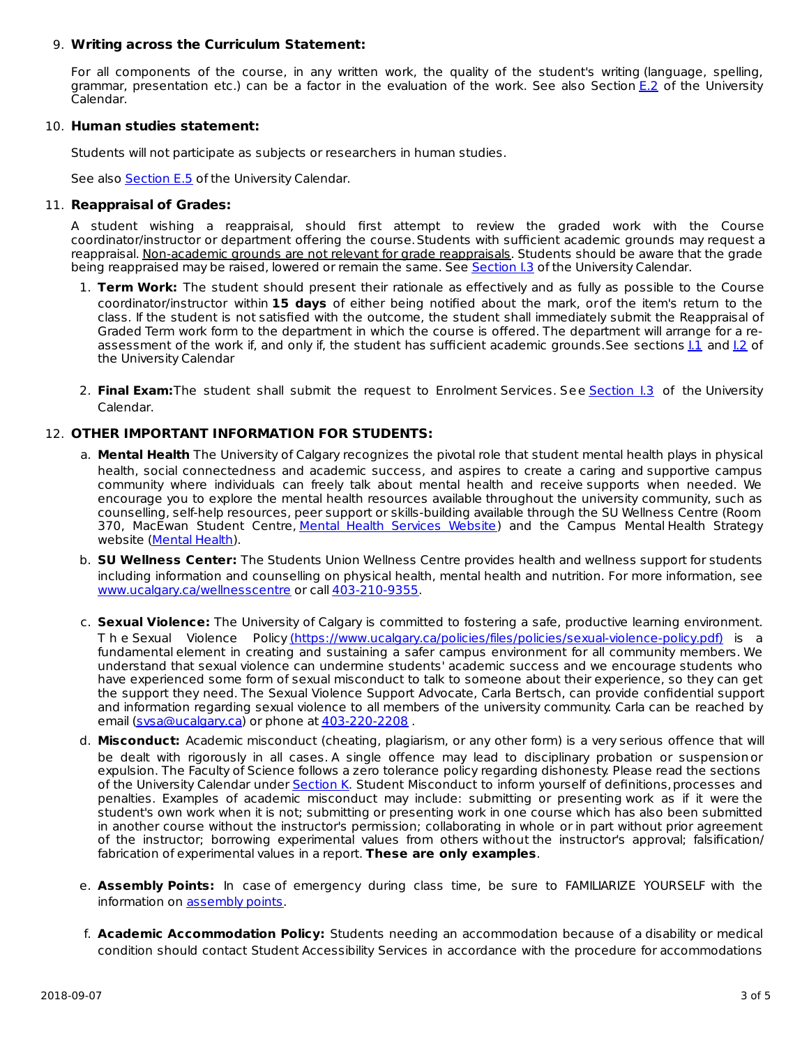9. **Writing across the Curriculum Statement:**

   For all components of the course, in any written work, the quality of the student's writing (language, spelling, grammar, presentation etc.) can be a factor in the evaluation of the work. See also Section E.2 of the University Calendar.

10. **Human studies statement:**

    Students will not participate as subjects or researchers in human studies.

    See also Section E.5 of the University Calendar.

11. **Reappraisal of Grades:**

    A student wishing a reappraisal, should first attempt to review the graded work with the Course coordinator/instructor or department offering the course. Students with sufficient academic grounds may request a reappraisal. Non-academic grounds are not relevant for grade reappraisals. Students should be aware that the grade being reappraised may be raised, lowered or remain the same. See Section I.3 of the University Calendar.

    1. **Term Work:** The student should present their rationale as effectively and as fully as possible to the Course coordinator/instructor within **15 days** of either being notified about the mark, orof the item's return to the class. If the student is not satisfied with the outcome, the student shall immediately submit the Reappraisal of Graded Term work form to the department in which the course is offered. The department will arrange for a re-assessment of the work if, and only if, the student has sufficient academic grounds.See sections I.1 and I.2 of the University Calendar

    2. **Final Exam:**The student shall submit the request to Enrolment Services. See Section I.3 of the University Calendar.

12. **OTHER IMPORTANT INFORMATION FOR STUDENTS:**

    a. **Mental Health** The University of Calgary recognizes the pivotal role that student mental health plays in physical health, social connectedness and academic success, and aspires to create a caring and supportive campus community where individuals can freely talk about mental health and receive supports when needed. We encourage you to explore the mental health resources available throughout the university community, such as counselling, self-help resources, peer support or skills-building available through the SU Wellness Centre (Room 370, MacEwan Student Centre, Mental Health Services Website) and the Campus Mental Health Strategy website (Mental Health).

    b. **SU Wellness Center:** The Students Union Wellness Centre provides health and wellness support for students including information and counselling on physical health, mental health and nutrition. For more information, see www.ucalgary.ca/wellnesscentre or call 403-210-9355.

    c. **Sexual Violence:** The University of Calgary is committed to fostering a safe, productive learning environment. The Sexual Violence Policy (https://www.ucalgary.ca/policies/files/policies/sexual-violence-policy.pdf) is a fundamental element in creating and sustaining a safer campus environment for all community members. We understand that sexual violence can undermine students' academic success and we encourage students who have experienced some form of sexual misconduct to talk to someone about their experience, so they can get the support they need. The Sexual Violence Support Advocate, Carla Bertsch, can provide confidential support and information regarding sexual violence to all members of the university community. Carla can be reached by email (svsa@ucalgary.ca) or phone at 403-220-2208 .

    d. **Misconduct:** Academic misconduct (cheating, plagiarism, or any other form) is a very serious offence that will be dealt with rigorously in all cases. A single offence may lead to disciplinary probation or suspension or expulsion. The Faculty of Science follows a zero tolerance policy regarding dishonesty. Please read the sections of the University Calendar under Section K. Student Misconduct to inform yourself of definitions, processes and penalties. Examples of academic misconduct may include: submitting or presenting work as if it were the student's own work when it is not; submitting or presenting work in one course which has also been submitted in another course without the instructor's permission; collaborating in whole or in part without prior agreement of the instructor; borrowing experimental values from others without the instructor's approval; falsification/ fabrication of experimental values in a report. **These are only examples**.

    e. **Assembly Points:** In case of emergency during class time, be sure to FAMILIARIZE YOURSELF with the information on assembly points.

    f. **Academic Accommodation Policy:** Students needing an accommodation because of a disability or medical condition should contact Student Accessibility Services in accordance with the procedure for accommodations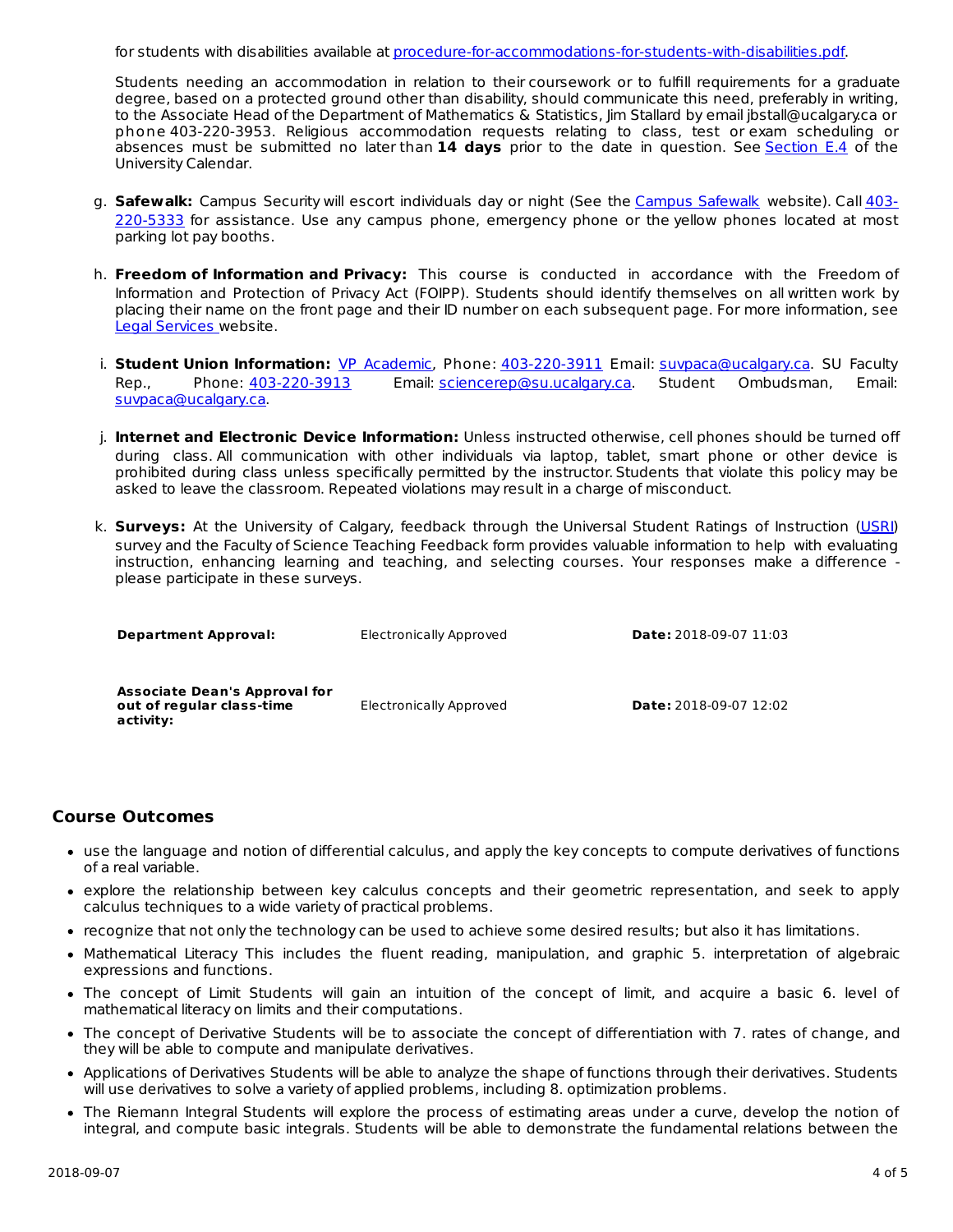for students with disabilities available at procedure-for-accommodations-for-students-with-disabilities.pdf.

Students needing an accommodation in relation to their coursework or to fulfill requirements for a graduate degree, based on a protected ground other than disability, should communicate this need, preferably in writing, to the Associate Head of the Department of Mathematics & Statistics, Jim Stallard by email jbstall@ucalgary.ca or phone 403-220-3953. Religious accommodation requests relating to class, test or exam scheduling or absences must be submitted no later than **14 days** prior to the date in question. See Section E.4 of the University Calendar.

g. **Safewalk:** Campus Security will escort individuals day or night (See the Campus Safewalk website). Call 403-220-5333 for assistance. Use any campus phone, emergency phone or the yellow phones located at most parking lot pay booths.

h. **Freedom of Information and Privacy:** This course is conducted in accordance with the Freedom of Information and Protection of Privacy Act (FOIPP). Students should identify themselves on all written work by placing their name on the front page and their ID number on each subsequent page. For more information, see Legal Services website.

i. **Student Union Information:** VP Academic, Phone: 403-220-3911 Email: suvpaca@ucalgary.ca. SU Faculty Rep., Phone: 403-220-3913 Email: sciencerep@su.ucalgary.ca. Student Ombudsman, Email: suvpaca@ucalgary.ca.

j. **Internet and Electronic Device Information:** Unless instructed otherwise, cell phones should be turned off during class. All communication with other individuals via laptop, tablet, smart phone or other device is prohibited during class unless specifically permitted by the instructor. Students that violate this policy may be asked to leave the classroom. Repeated violations may result in a charge of misconduct.

k. **Surveys:** At the University of Calgary, feedback through the Universal Student Ratings of Instruction (USRI) survey and the Faculty of Science Teaching Feedback form provides valuable information to help with evaluating instruction, enhancing learning and teaching, and selecting courses. Your responses make a difference - please participate in these surveys.

| | | |
|---|---|---|
| **Department Approval:** | Electronically Approved | **Date:** 2018-09-07 11:03 |
| **Associate Dean's Approval for out of regular class-time activity:** | Electronically Approved | **Date:** 2018-09-07 12:02 |

## Course Outcomes

- use the language and notion of differential calculus, and apply the key concepts to compute derivatives of functions of a real variable.
- explore the relationship between key calculus concepts and their geometric representation, and seek to apply calculus techniques to a wide variety of practical problems.
- recognize that not only the technology can be used to achieve some desired results; but also it has limitations.
- Mathematical Literacy This includes the fluent reading, manipulation, and graphic 5. interpretation of algebraic expressions and functions.
- The concept of Limit Students will gain an intuition of the concept of limit, and acquire a basic 6. level of mathematical literacy on limits and their computations.
- The concept of Derivative Students will be to associate the concept of differentiation with 7. rates of change, and they will be able to compute and manipulate derivatives.
- Applications of Derivatives Students will be able to analyze the shape of functions through their derivatives. Students will use derivatives to solve a variety of applied problems, including 8. optimization problems.
- The Riemann Integral Students will explore the process of estimating areas under a curve, develop the notion of integral, and compute basic integrals. Students will be able to demonstrate the fundamental relations between the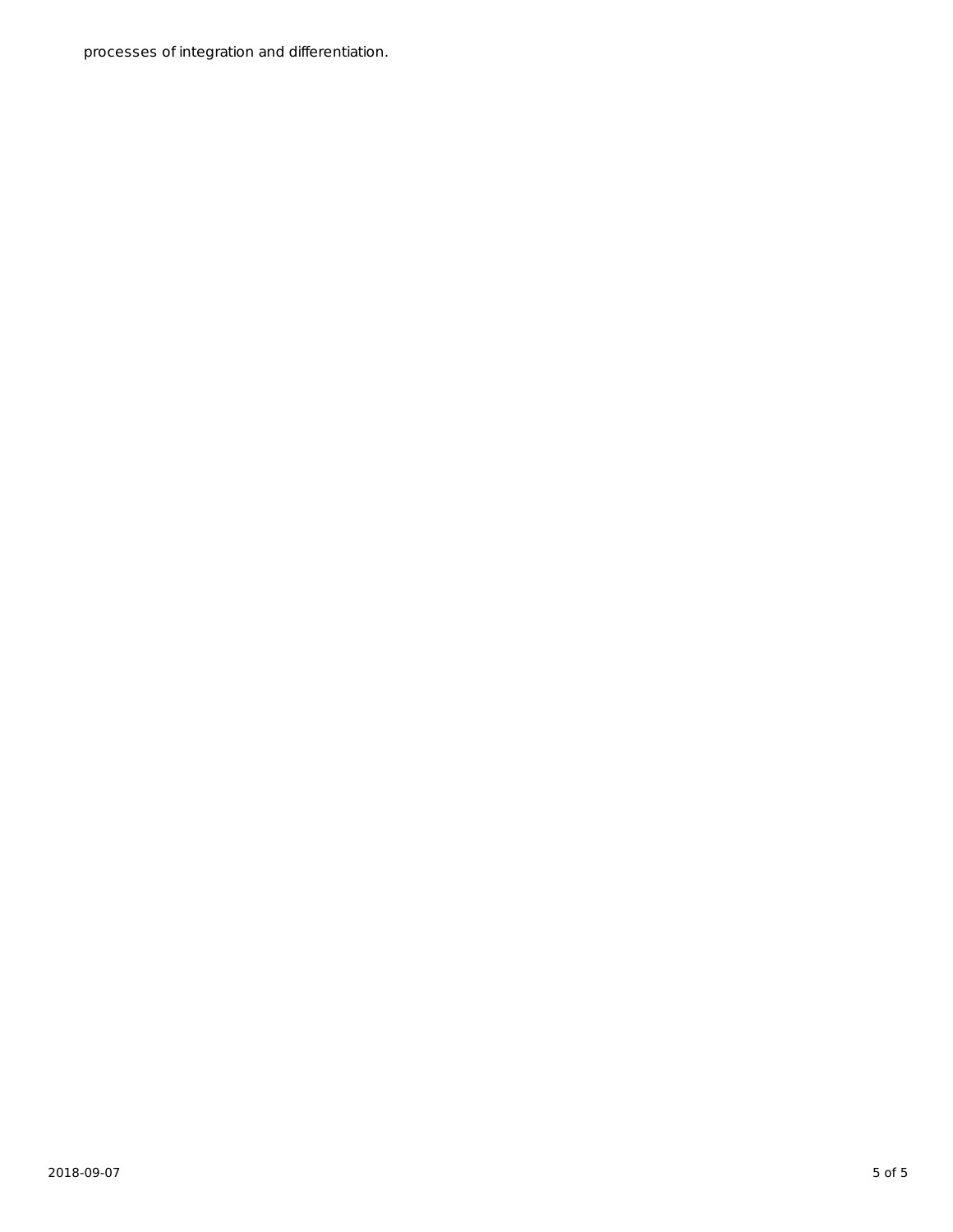processes of integration and differentiation.